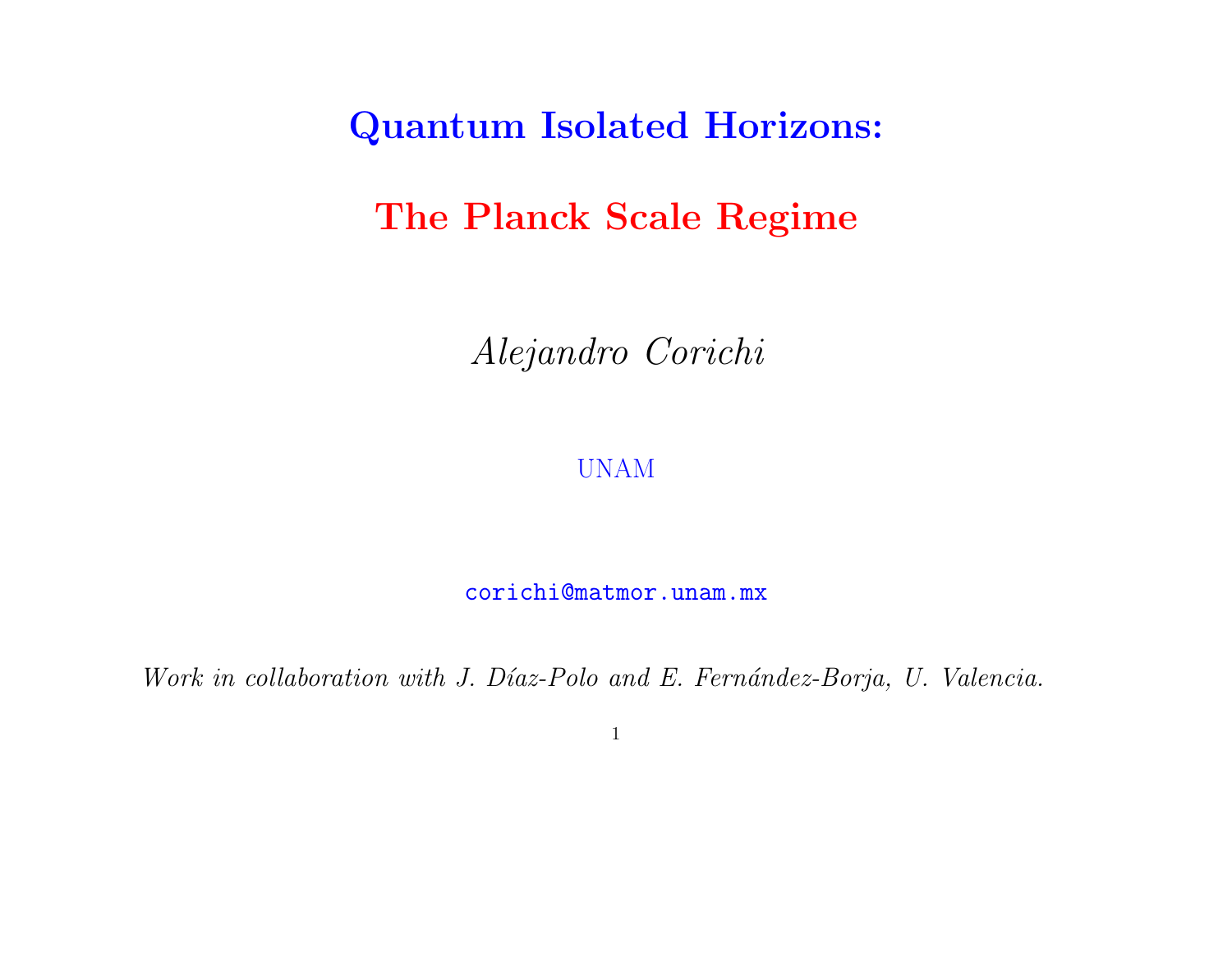# Quantum Isolated Horizons:

## The Planck Scale Regime

*Alejandro Corichi*

UNAM

corichi@matmor.unam.mx

*Work in collaboration with J. Díaz-Polo and E. Fernández-Borja, U. Valencia.*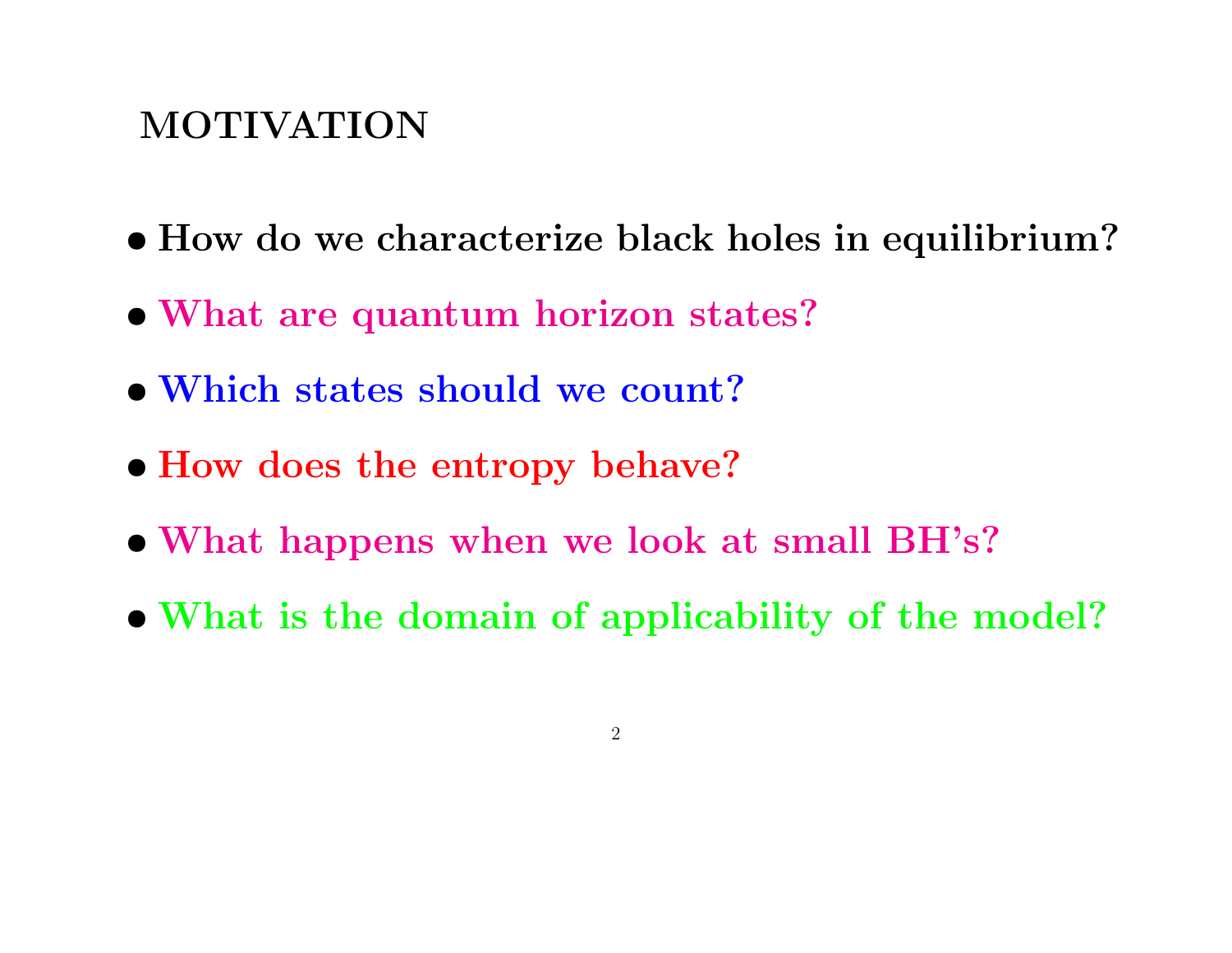## MOTIVATION

- **How do we characterize black holes in equilibrium?**
- **What are quantum horizon states?**
- **Which states should we count?**
- **How does the entropy behave?**
- **What happens when we look at small BH's?**
- **What is the domain of applicability of the model?**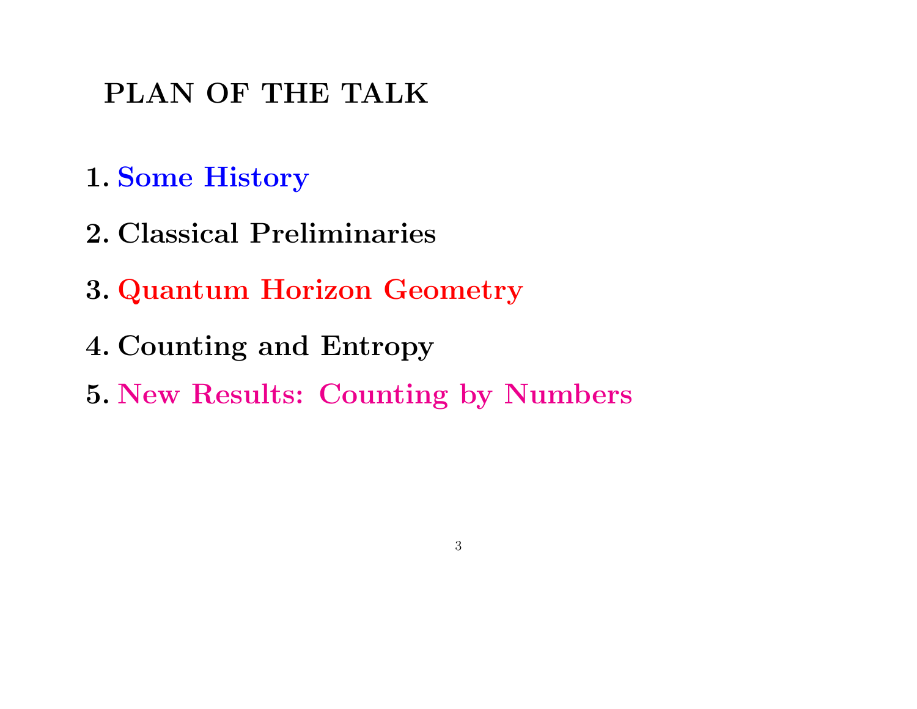## PLAN OF THE TALK

1. Some History
2. Classical Preliminaries
3. Quantum Horizon Geometry
4. Counting and Entropy
5. New Results: Counting by Numbers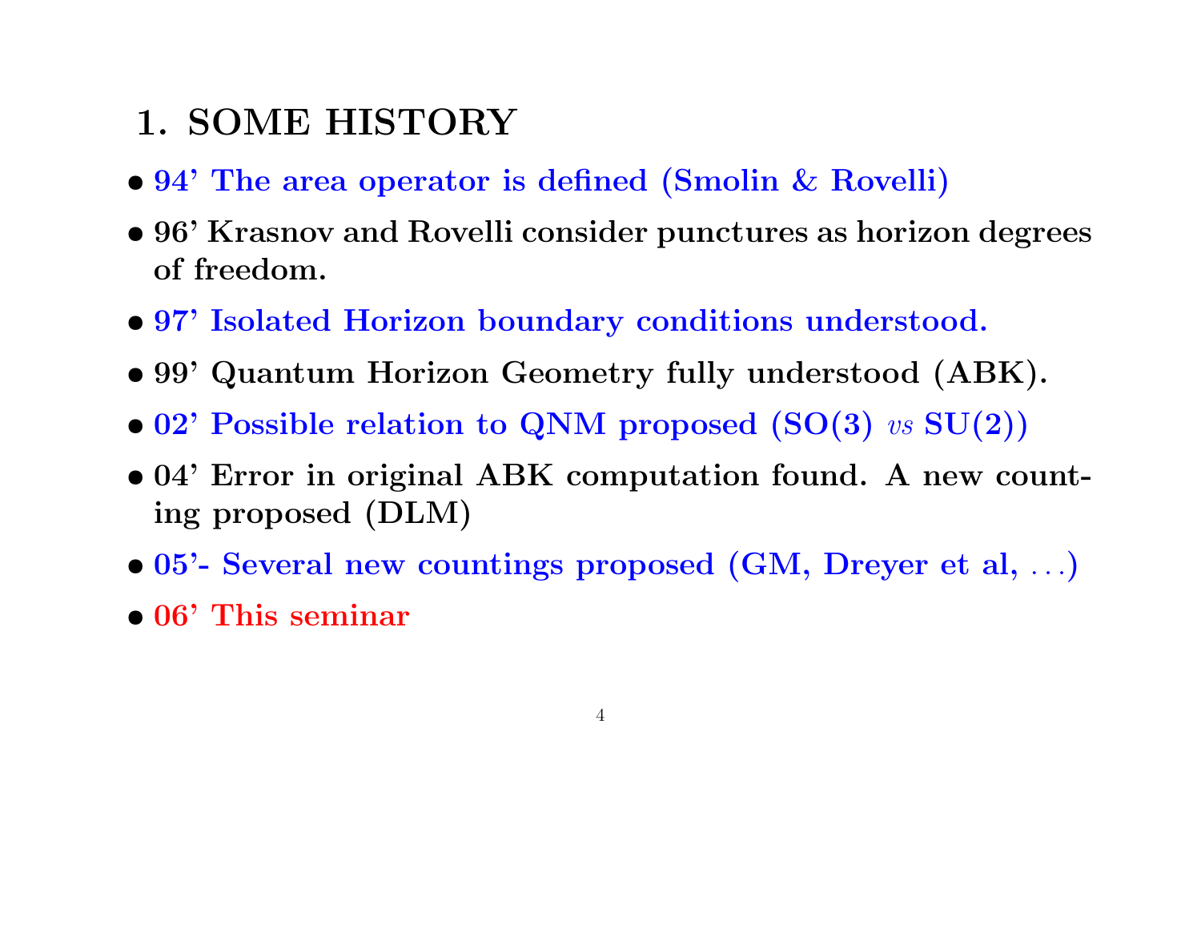# 1. SOME HISTORY

- **94' The area operator is defined (Smolin & Rovelli)**
- **96' Krasnov and Rovelli consider punctures as horizon degrees of freedom.**
- **97' Isolated Horizon boundary conditions understood.**
- **99' Quantum Horizon Geometry fully understood (ABK).**
- **02' Possible relation to QNM proposed (SO(3) *vs* SU(2))**
- **04' Error in original ABK computation found. A new counting proposed (DLM)**
- **05'- Several new countings proposed (GM, Dreyer et al, ...)**
- **06' This seminar**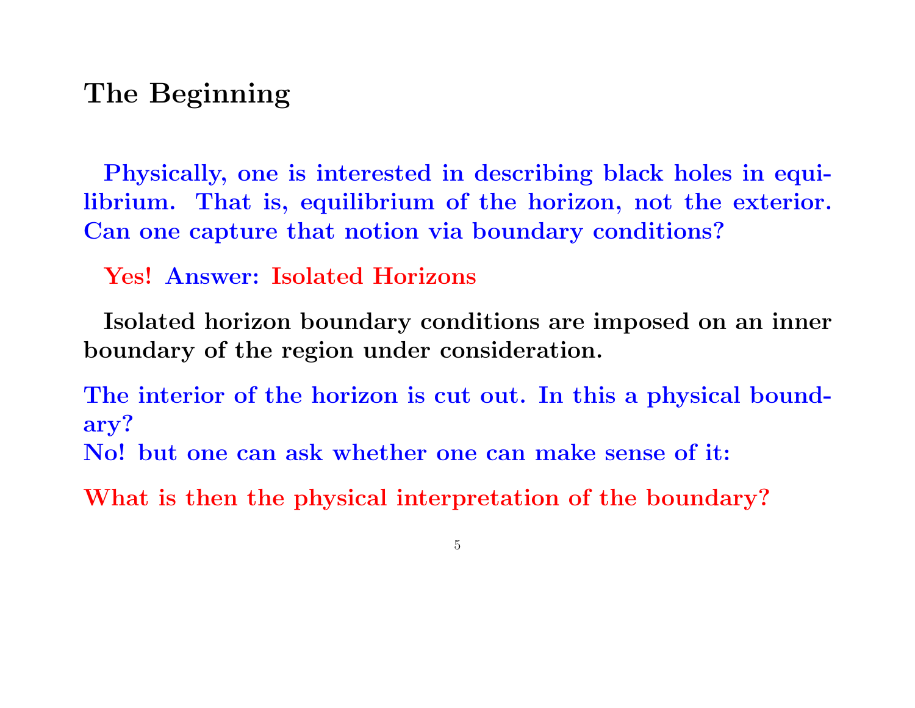## The Beginning

Physically, one is interested in describing black holes in equilibrium. That is, equilibrium of the horizon, not the exterior. Can one capture that notion via boundary conditions?

Yes! Answer: Isolated Horizons

Isolated horizon boundary conditions are imposed on an inner boundary of the region under consideration.

The interior of the horizon is cut out. In this a physical boundary?
No! but one can ask whether one can make sense of it:

What is then the physical interpretation of the boundary?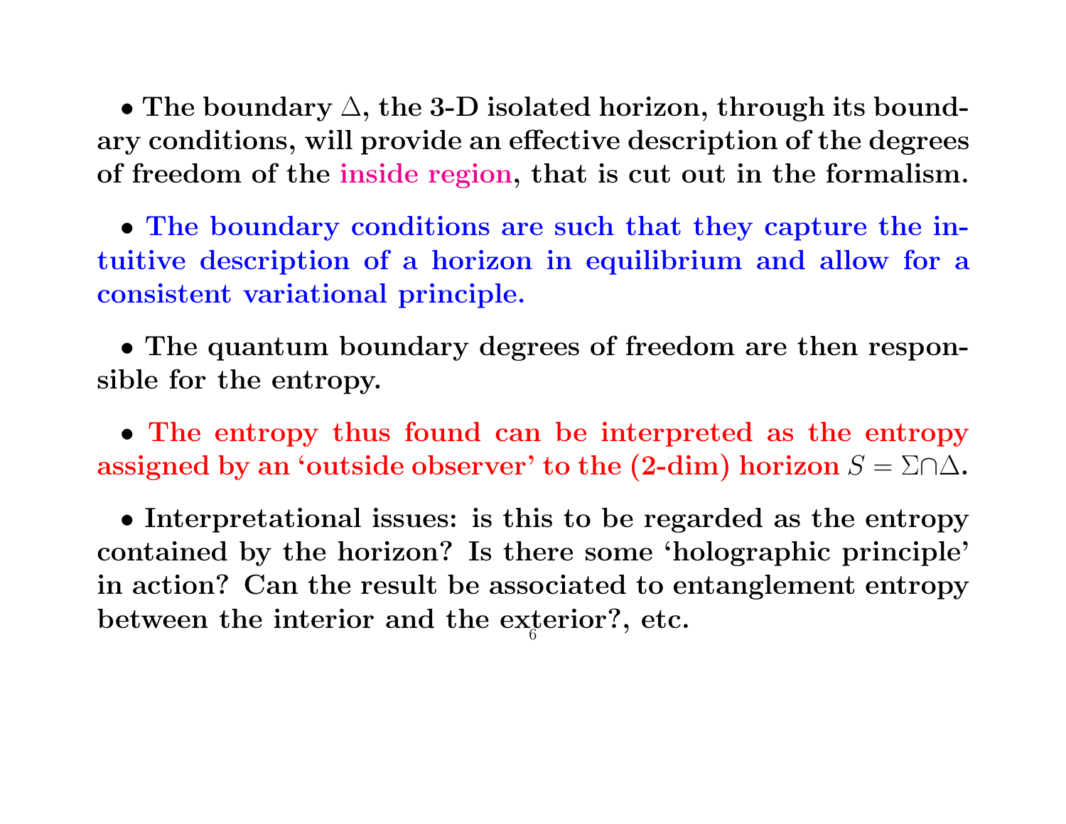- **The boundary $\Delta$, the 3-D isolated horizon, through its boundary conditions, will provide an effective description of the degrees of freedom of the inside region, that is cut out in the formalism.**

- **The boundary conditions are such that they capture the intuitive description of a horizon in equilibrium and allow for a consistent variational principle.**

- **The quantum boundary degrees of freedom are then responsible for the entropy.**

- **The entropy thus found can be interpreted as the entropy assigned by an 'outside observer' to the (2-dim) horizon $S = \Sigma \cap \Delta$.**

- **Interpretational issues: is this to be regarded as the entropy contained by the horizon? Is there some 'holographic principle' in action? Can the result be associated to entanglement entropy between the interior and the exterior?, etc.**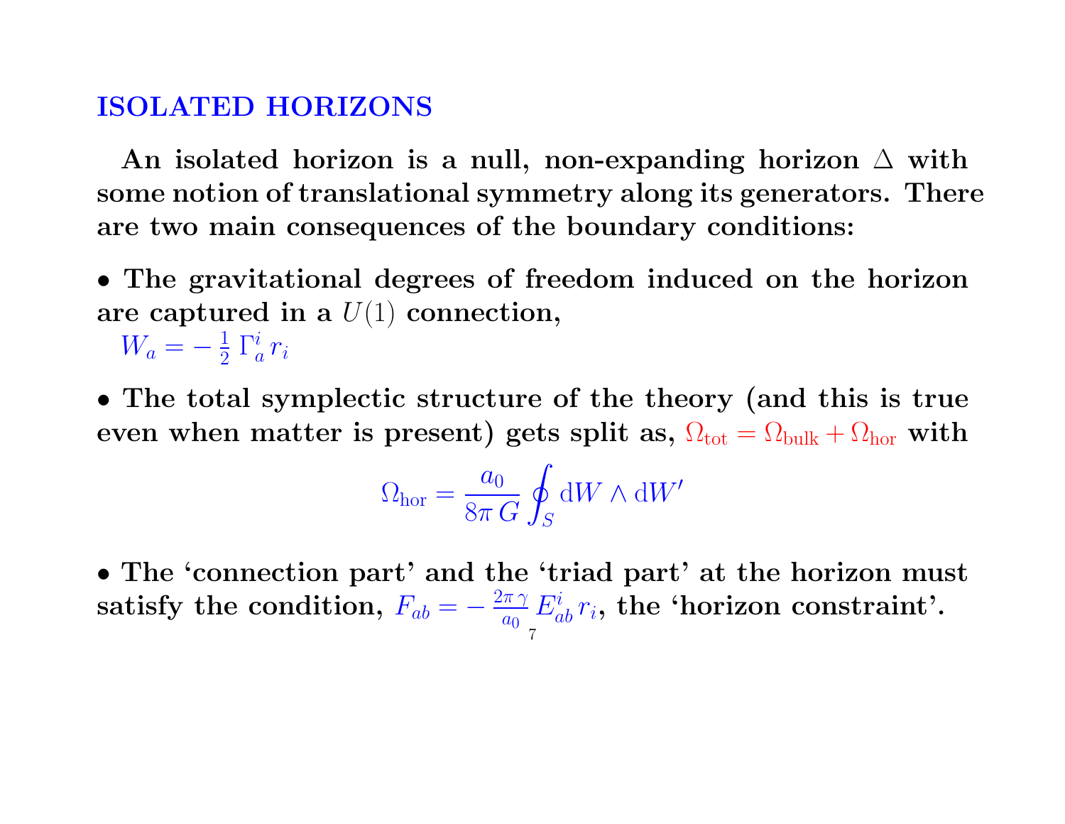## ISOLATED HORIZONS

**An isolated horizon is a null, non-expanding horizon $\Delta$ with some notion of translational symmetry along its generators. There are two main consequences of the boundary conditions:**

- **The gravitational degrees of freedom induced on the horizon are captured in a $U(1)$ connection,**
  $W_a = -\frac{1}{2}\,\Gamma^i_a\, r_i$

- **The total symplectic structure of the theory (and this is true even when matter is present) gets split as, $\Omega_{\rm tot} = \Omega_{\rm bulk} + \Omega_{\rm hor}$ with**

$$\Omega_{\rm hor} = \frac{a_0}{8\pi\, G} \oint_S {\rm d}W \wedge {\rm d}W'$$

- **The 'connection part' and the 'triad part' at the horizon must satisfy the condition, $F_{ab} = -\,\frac{2\pi\,\gamma}{a_0}\, E^i_{ab}\, r_i$, the 'horizon constraint'.**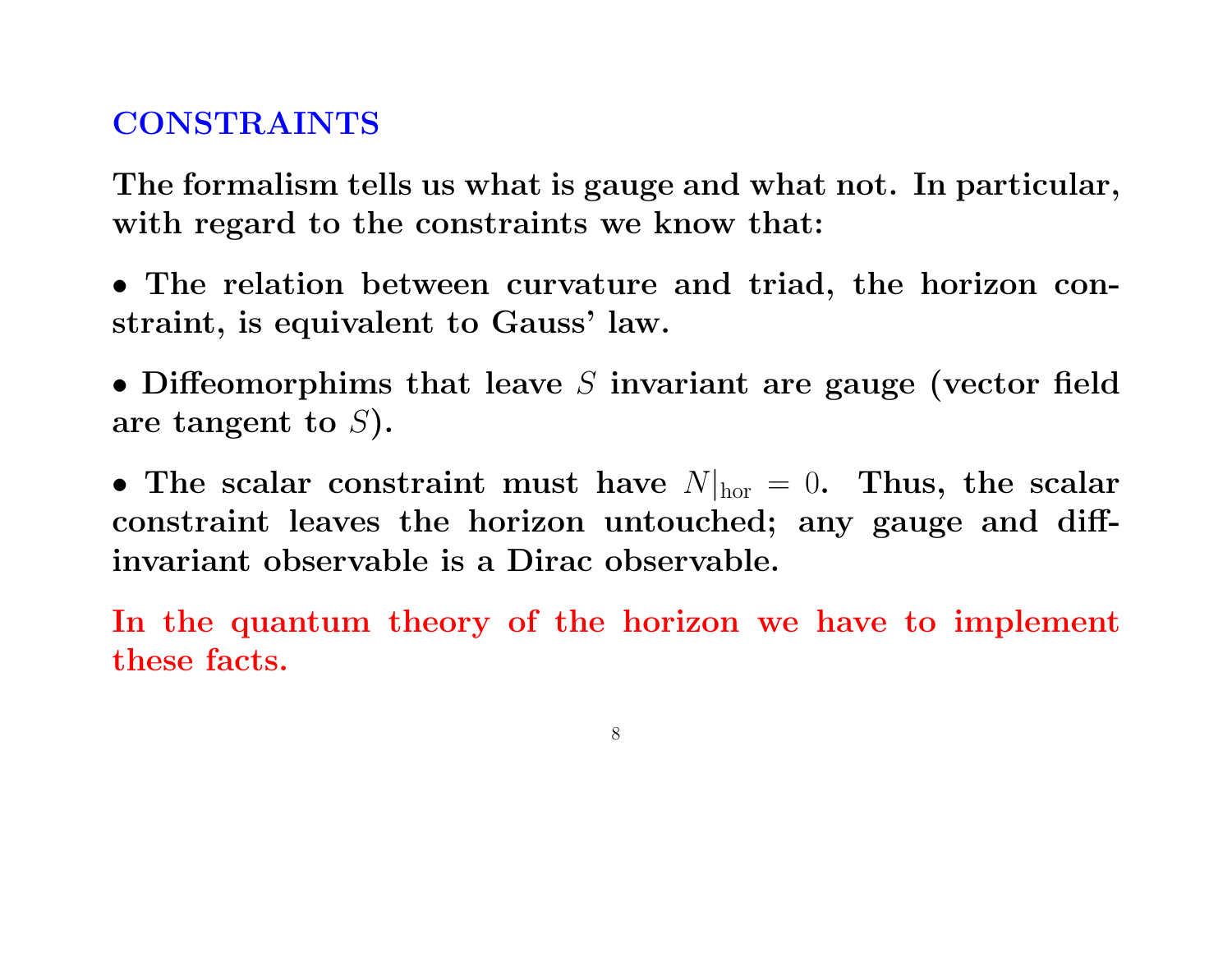## CONSTRAINTS

**The formalism tells us what is gauge and what not. In particular, with regard to the constraints we know that:**

- **The relation between curvature and triad, the horizon constraint, is equivalent to Gauss' law.**

- **Diffeomorphims that leave $S$ invariant are gauge (vector field are tangent to $S$).**

- **The scalar constraint must have $N|_{\text{hor}} = 0$. Thus, the scalar constraint leaves the horizon untouched; any gauge and diff-invariant observable is a Dirac observable.**

**In the quantum theory of the horizon we have to implement these facts.**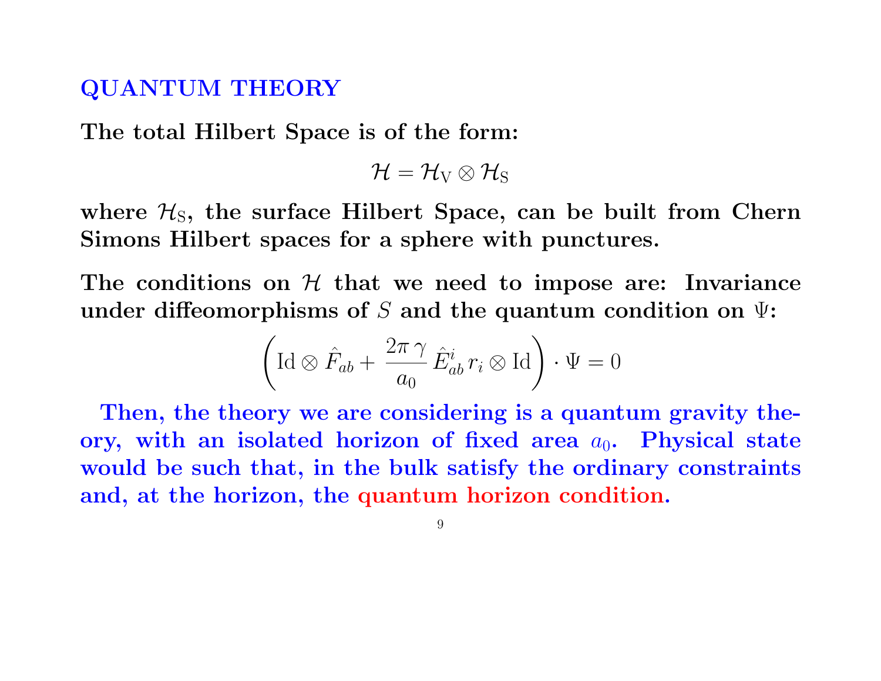## QUANTUM THEORY

**The total Hilbert Space is of the form:**

$$\mathcal{H} = \mathcal{H}_{\rm V} \otimes \mathcal{H}_{\rm S}$$

**where $\mathcal{H}_{\rm S}$, the surface Hilbert Space, can be built from Chern Simons Hilbert spaces for a sphere with punctures.**

**The conditions on $\mathcal{H}$ that we need to impose are: Invariance under diffeomorphisms of $S$ and the quantum condition on $\Psi$:**

$$\left( {\rm Id} \otimes \hat{F}_{ab} + \frac{2\pi\,\gamma}{a_0}\,\hat{E}^i_{ab}\,r_i \otimes {\rm Id} \right) \cdot \Psi = 0$$

**Then, the theory we are considering is a quantum gravity theory, with an isolated horizon of fixed area $a_0$. Physical state would be such that, in the bulk satisfy the ordinary constraints and, at the horizon, the quantum horizon condition.**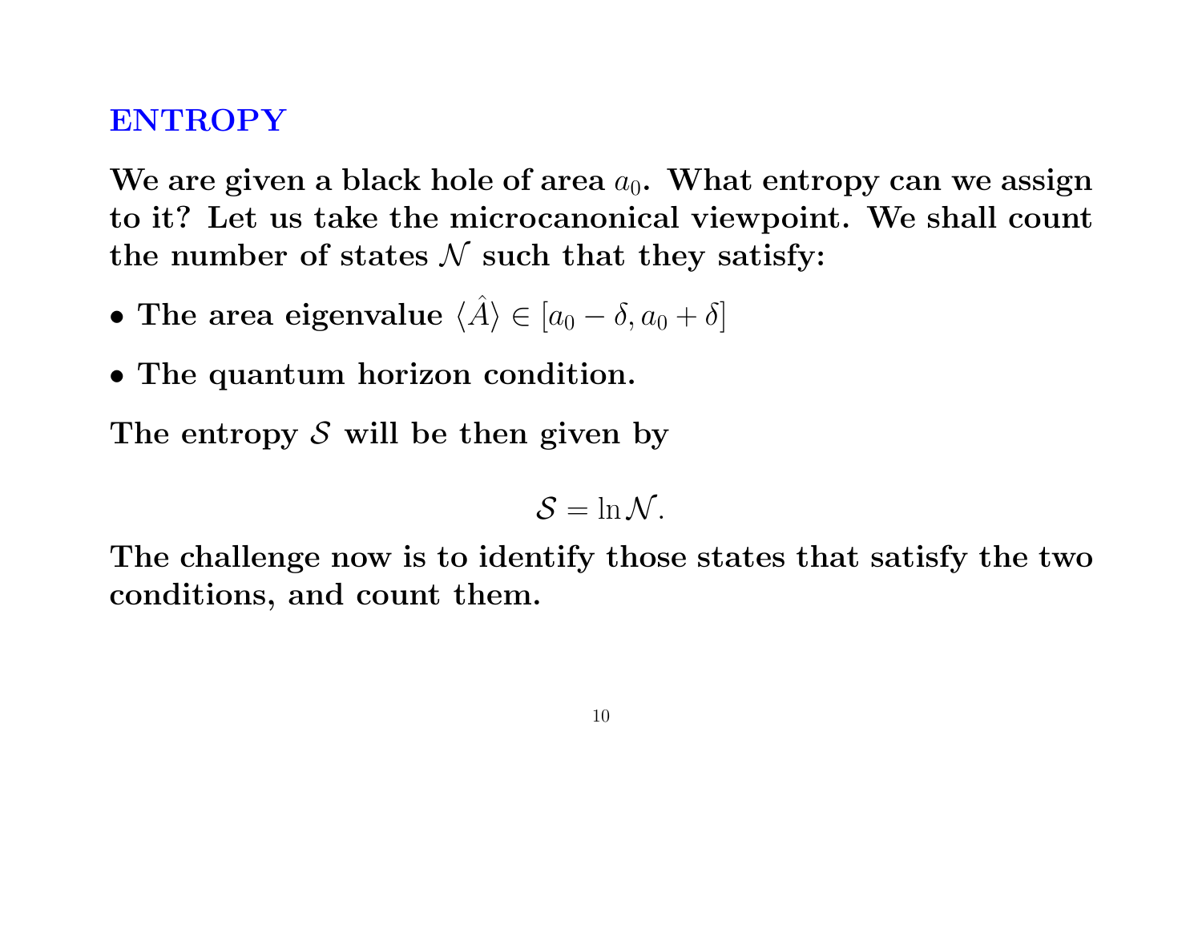## ENTROPY

**We are given a black hole of area $a_0$. What entropy can we assign to it? Let us take the microcanonical viewpoint. We shall count the number of states $\mathcal{N}$ such that they satisfy:**

- **The area eigenvalue $\langle \hat{A} \rangle \in [a_0 - \delta, a_0 + \delta]$**
- **The quantum horizon condition.**

**The entropy $\mathcal{S}$ will be then given by**

$$\mathcal{S} = \ln \mathcal{N}.$$

**The challenge now is to identify those states that satisfy the two conditions, and count them.**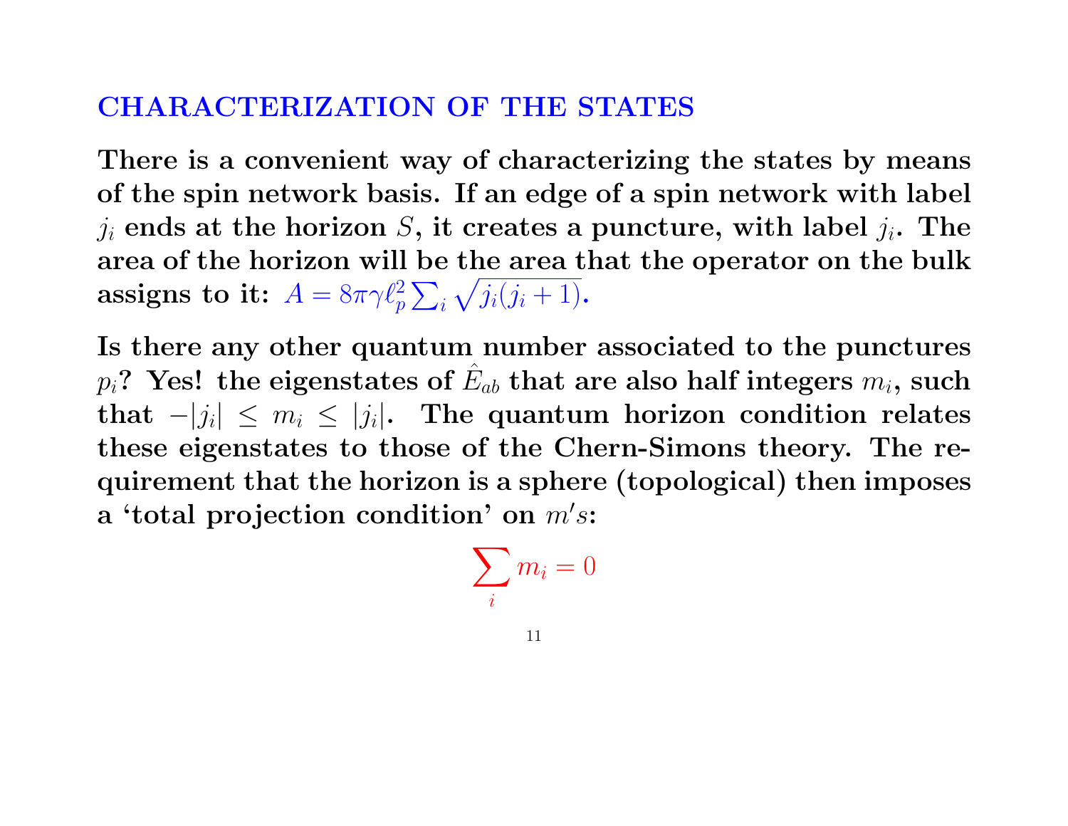## CHARACTERIZATION OF THE STATES

**There is a convenient way of characterizing the states by means of the spin network basis. If an edge of a spin network with label $j_i$ ends at the horizon $S$, it creates a puncture, with label $j_i$. The area of the horizon will be the area that the operator on the bulk assigns to it: $A = 8\pi\gamma\ell_p^2 \sum_i \sqrt{j_i(j_i+1)}$.**

**Is there any other quantum number associated to the punctures $p_i$? Yes! the eigenstates of $\hat{E}_{ab}$ that are also half integers $m_i$, such that $-|j_i| \leq m_i \leq |j_i|$. The quantum horizon condition relates these eigenstates to those of the Chern-Simons theory. The requirement that the horizon is a sphere (topological) then imposes a 'total projection condition' on $m's$:**

$$\sum_i m_i = 0$$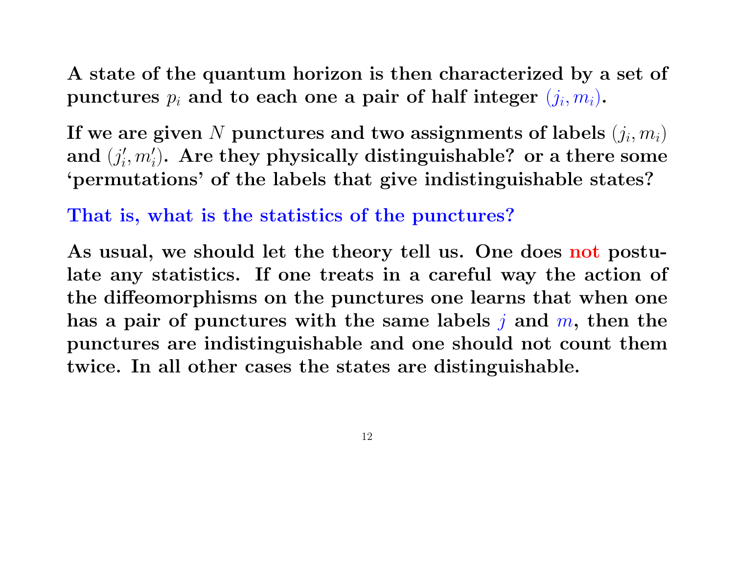**A state of the quantum horizon is then characterized by a set of punctures $p_i$ and to each one a pair of half integer $(j_i, m_i)$.**

**If we are given $N$ punctures and two assignments of labels $(j_i, m_i)$ and $(j_i', m_i')$. Are they physically distinguishable? or a there some 'permutations' of the labels that give indistinguishable states?**

**That is, what is the statistics of the punctures?**

**As usual, we should let the theory tell us. One does not postulate any statistics. If one treats in a careful way the action of the diffeomorphisms on the punctures one learns that when one has a pair of punctures with the same labels $j$ and $m$, then the punctures are indistinguishable and one should not count them twice. In all other cases the states are distinguishable.**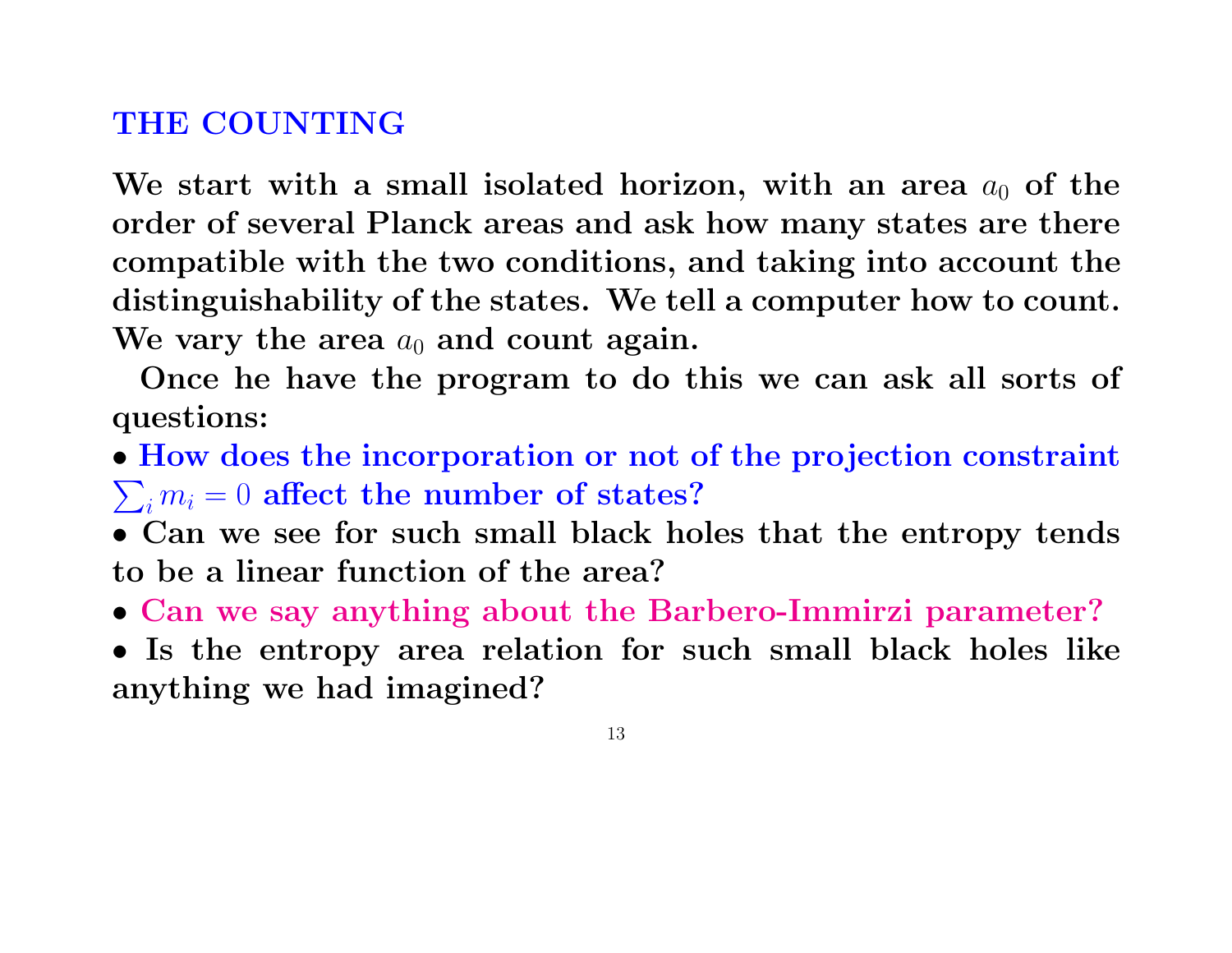## THE COUNTING

**We start with a small isolated horizon, with an area $a_0$ of the order of several Planck areas and ask how many states are there compatible with the two conditions, and taking into account the distinguishability of the states. We tell a computer how to count. We vary the area $a_0$ and count again.**

**Once he have the program to do this we can ask all sorts of questions:**

- **How does the incorporation or not of the projection constraint $\sum_i m_i = 0$ affect the number of states?**
- **Can we see for such small black holes that the entropy tends to be a linear function of the area?**
- **Can we say anything about the Barbero-Immirzi parameter?**
- **Is the entropy area relation for such small black holes like anything we had imagined?**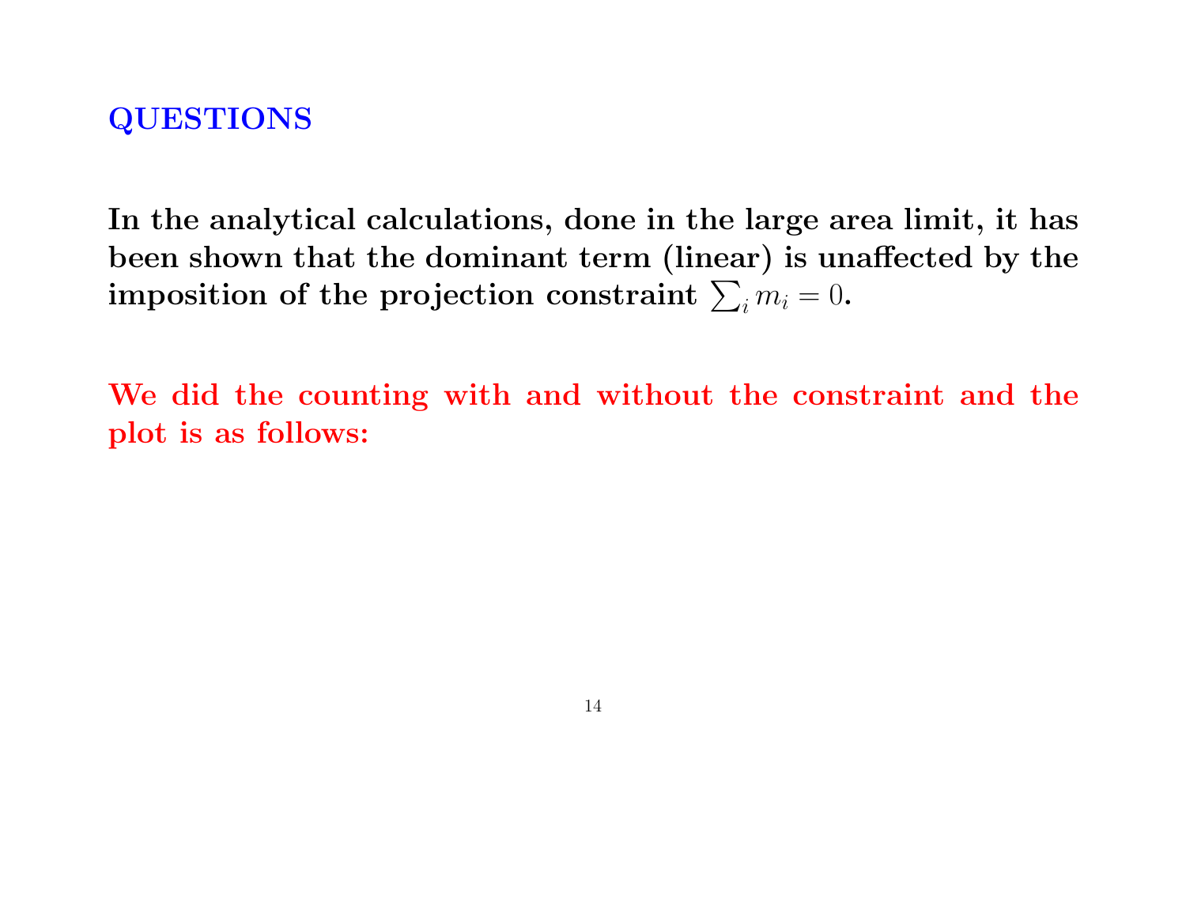## QUESTIONS

**In the analytical calculations, done in the large area limit, it has been shown that the dominant term (linear) is unaffected by the imposition of the projection constraint $\sum_i m_i = 0$.**

**We did the counting with and without the constraint and the plot is as follows:**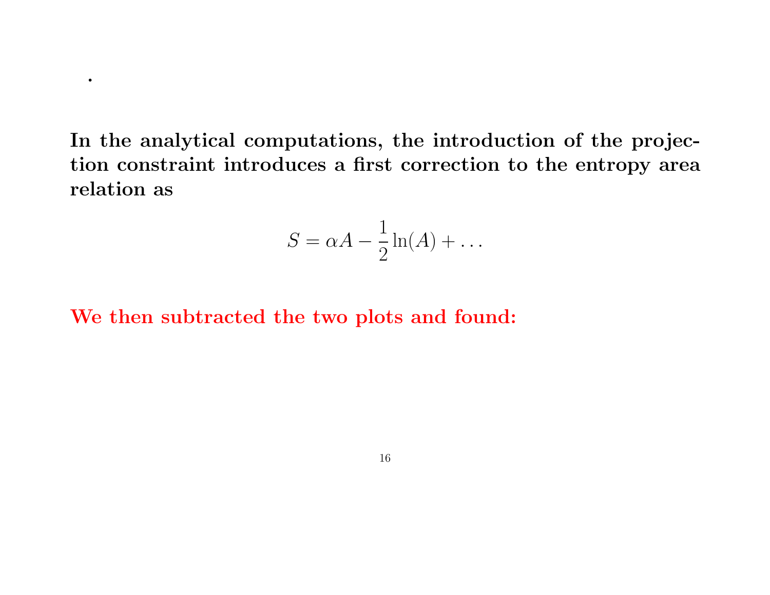.

**In the analytical computations, the introduction of the projection constraint introduces a first correction to the entropy area relation as**

$$S = \alpha A - \frac{1}{2}\ln(A) + \ldots$$

**We then subtracted the two plots and found:**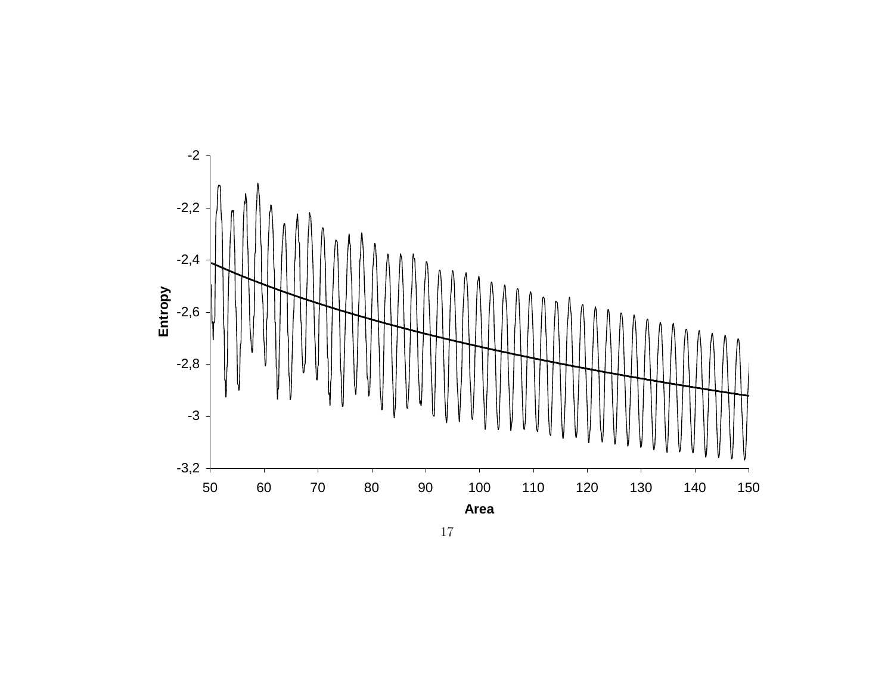Entropy

Area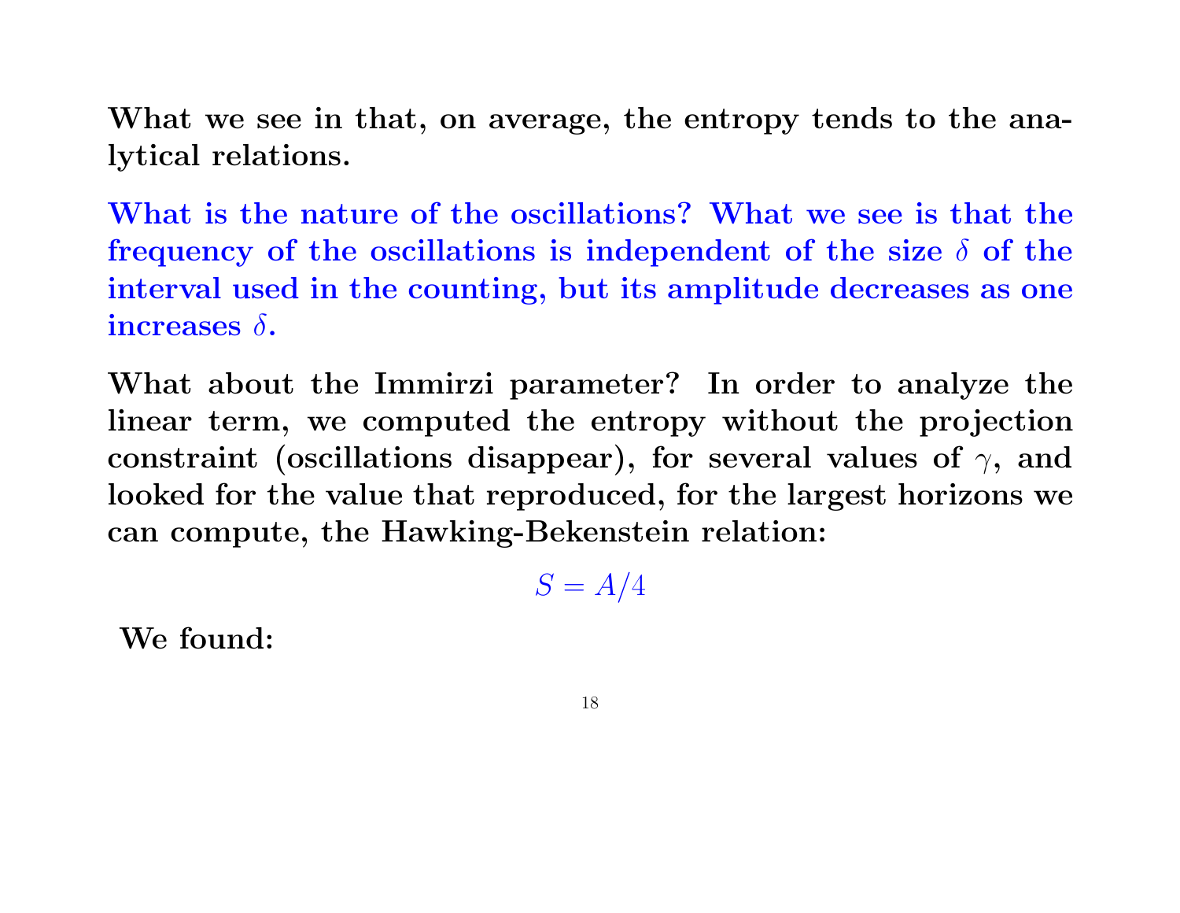**What we see in that, on average, the entropy tends to the analytical relations.**

**What is the nature of the oscillations? What we see is that the frequency of the oscillations is independent of the size $\delta$ of the interval used in the counting, but its amplitude decreases as one increases $\delta$.**

**What about the Immirzi parameter? In order to analyze the linear term, we computed the entropy without the projection constraint (oscillations disappear), for several values of $\gamma$, and looked for the value that reproduced, for the largest horizons we can compute, the Hawking-Bekenstein relation:**

$$S = A/4$$

**We found:**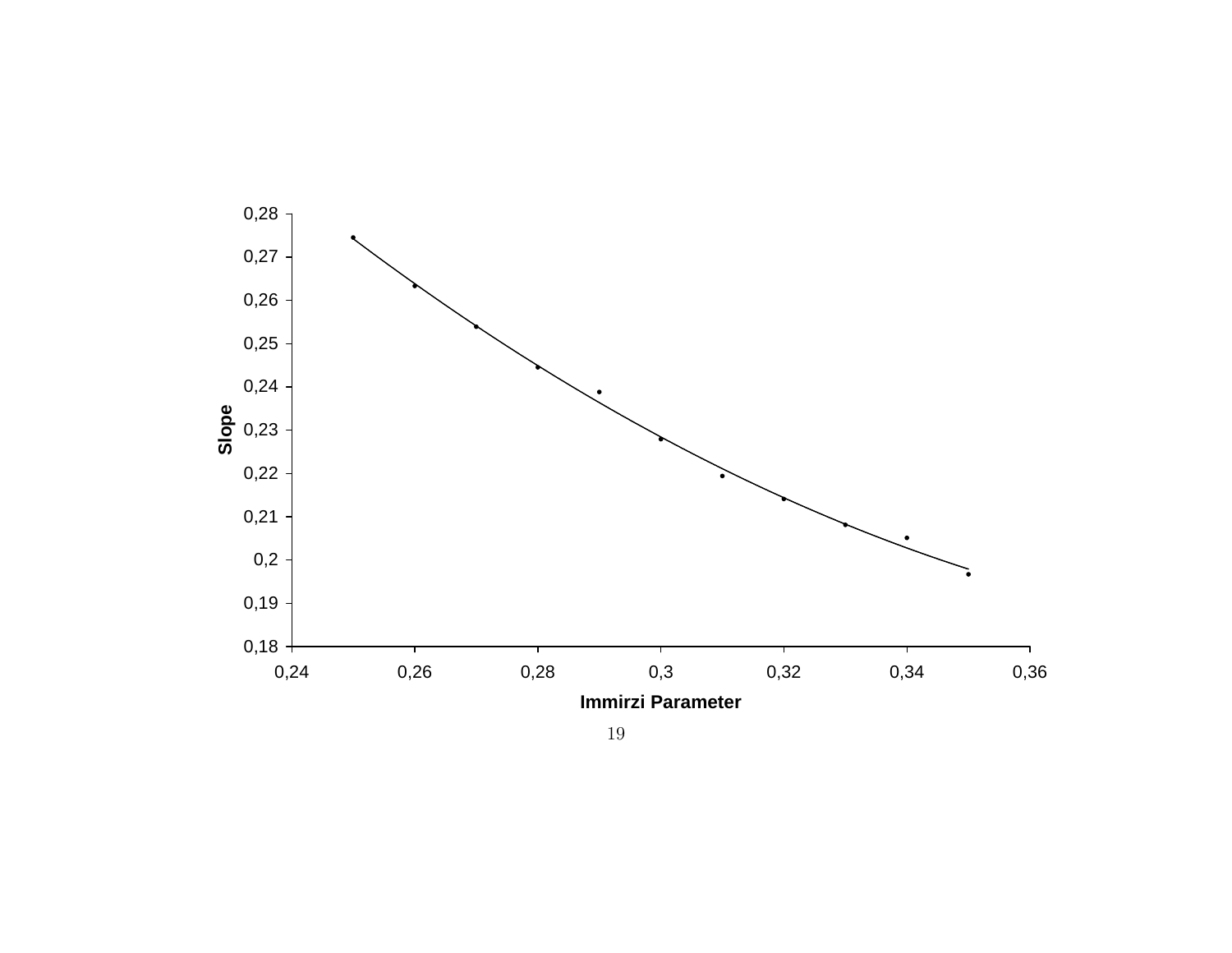Slope

Immirzi Parameter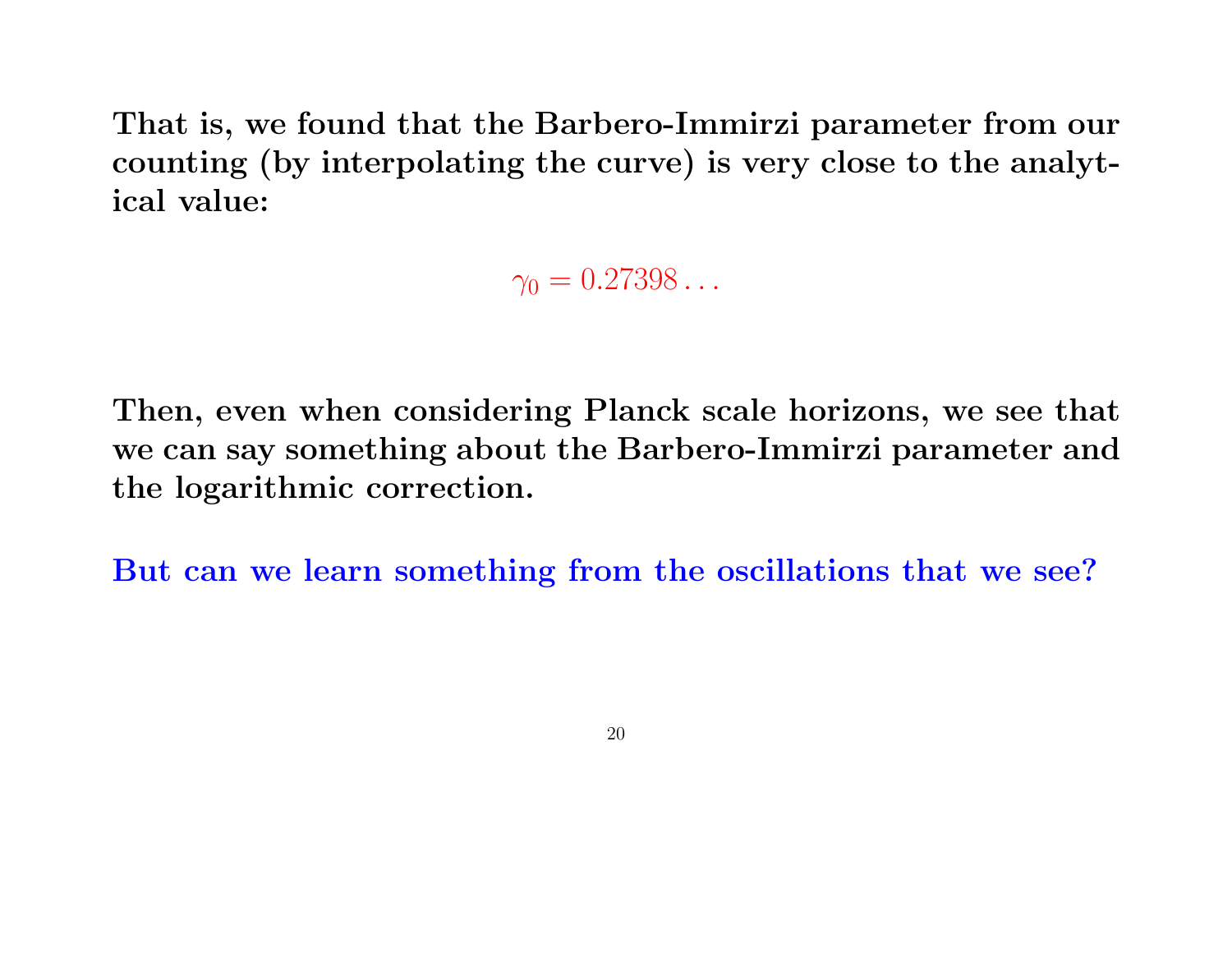**That is, we found that the Barbero-Immirzi parameter from our counting (by interpolating the curve) is very close to the analytical value:**

$$\gamma_0 = 0.27398\ldots$$

**Then, even when considering Planck scale horizons, we see that we can say something about the Barbero-Immirzi parameter and the logarithmic correction.**

**But can we learn something from the oscillations that we see?**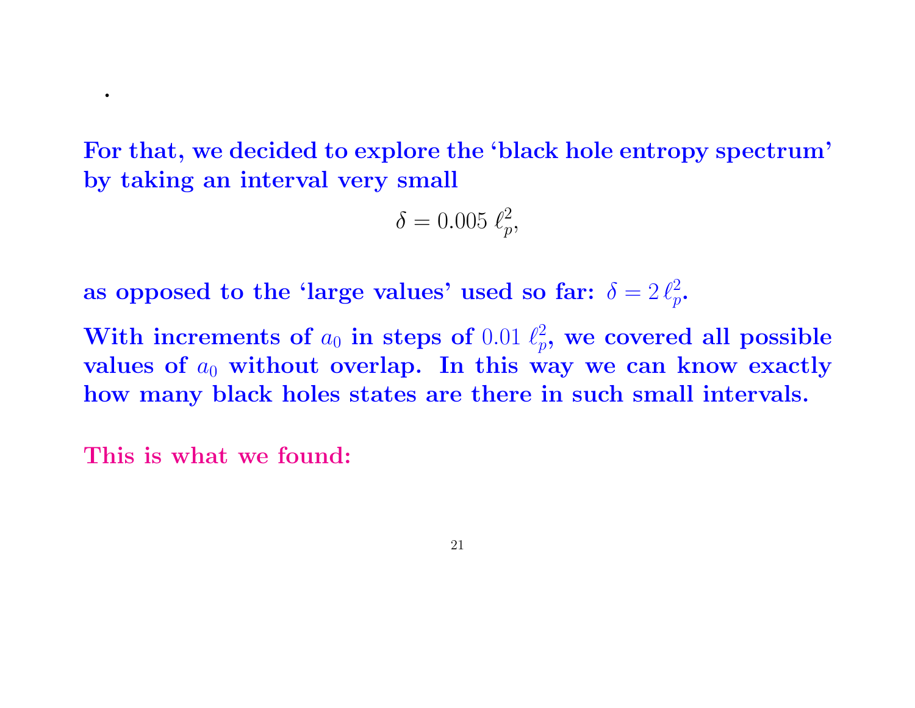.

**For that, we decided to explore the 'black hole entropy spectrum' by taking an interval very small**

$$\delta = 0.005\ \ell_p^2,$$

**as opposed to the 'large values' used so far: $\delta = 2\,\ell_p^2$.**

**With increments of $a_0$ in steps of $0.01\ \ell_p^2$, we covered all possible values of $a_0$ without overlap. In this way we can know exactly how many black holes states are there in such small intervals.**

**This is what we found:**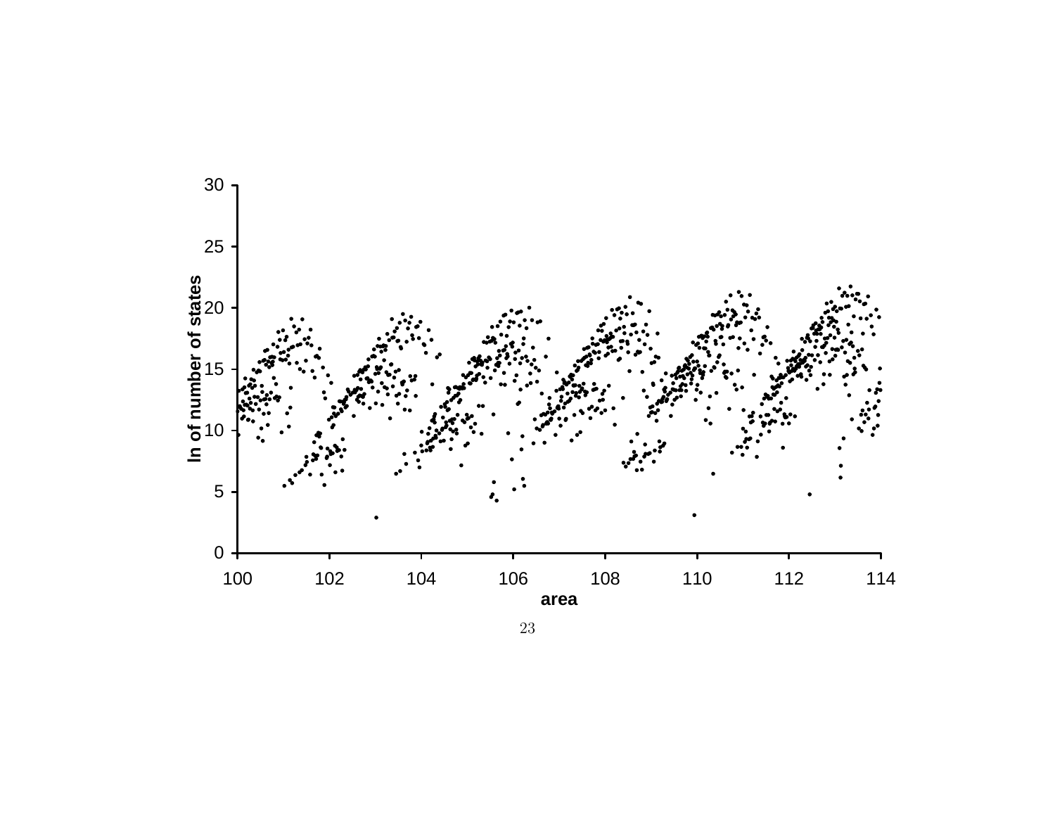ln of number of states

area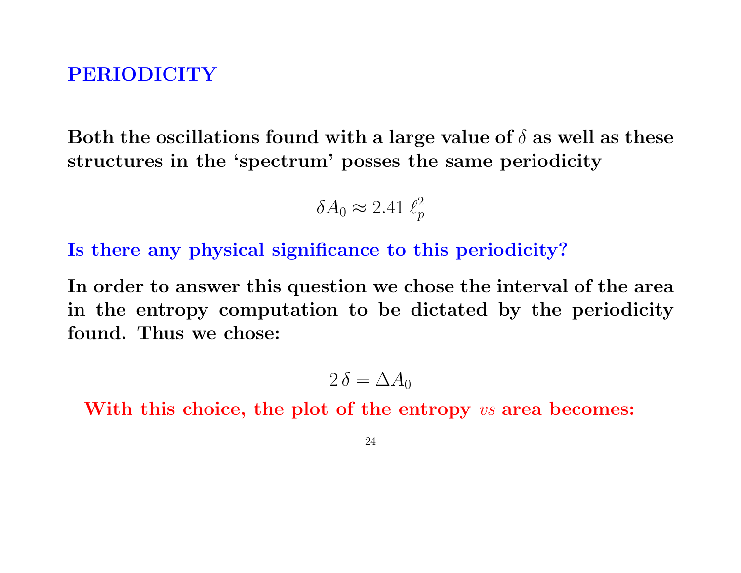## PERIODICITY

**Both the oscillations found with a large value of $\delta$ as well as these structures in the 'spectrum' posses the same periodicity**

$$\delta A_0 \approx 2.41\ \ell_p^2$$

**Is there any physical significance to this periodicity?**

**In order to answer this question we chose the interval of the area in the entropy computation to be dictated by the periodicity found. Thus we chose:**

$$2\,\delta = \Delta A_0$$

**With this choice, the plot of the entropy *vs* area becomes:**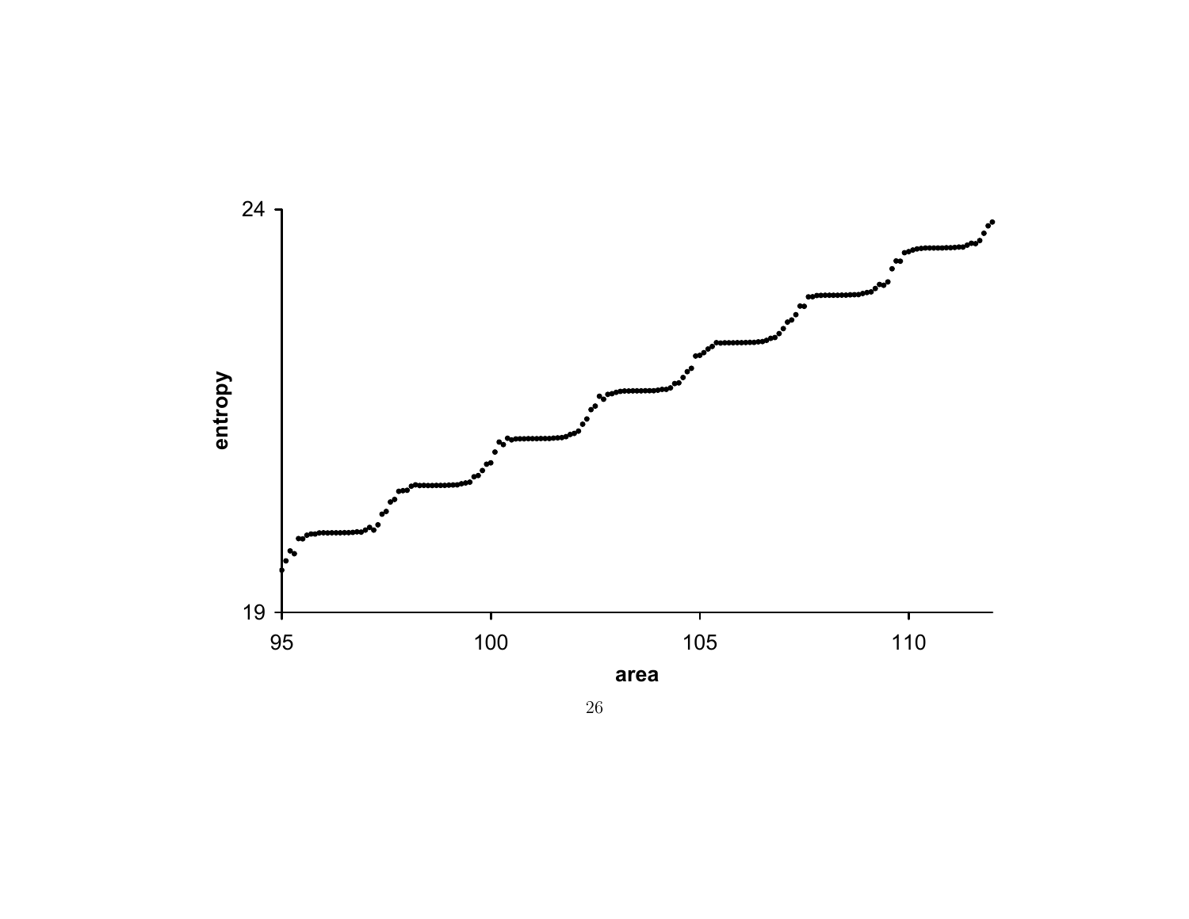entropy

24

19

95 100 105 110

area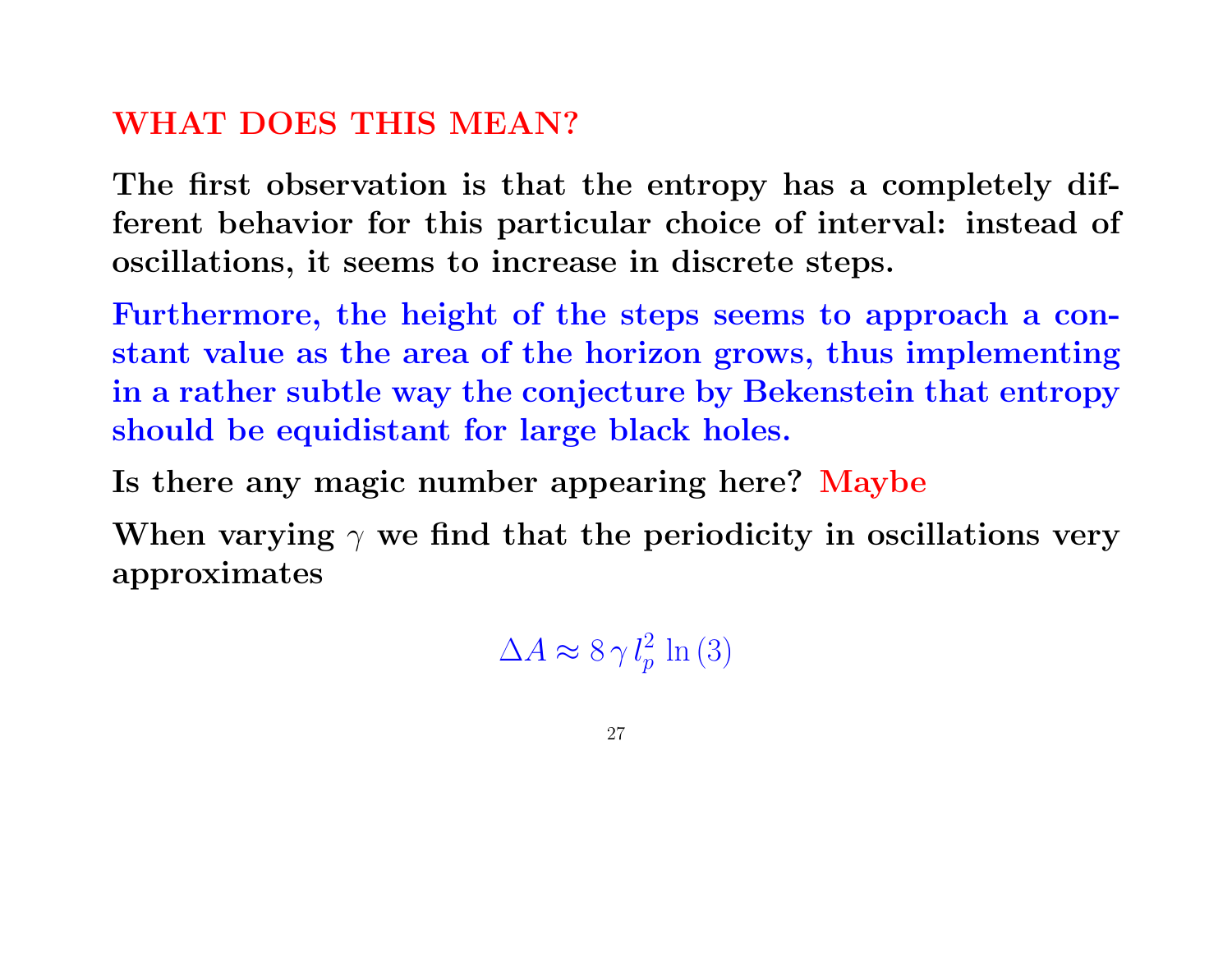## WHAT DOES THIS MEAN?

**The first observation is that the entropy has a completely different behavior for this particular choice of interval: instead of oscillations, it seems to increase in discrete steps.**

**Furthermore, the height of the steps seems to approach a constant value as the area of the horizon grows, thus implementing in a rather subtle way the conjecture by Bekenstein that entropy should be equidistant for large black holes.**

**Is there any magic number appearing here?** Maybe

**When varying $\gamma$ we find that the periodicity in oscillations very approximates**

$$\Delta A \approx 8\,\gamma\,l_p^2\,\ln(3)$$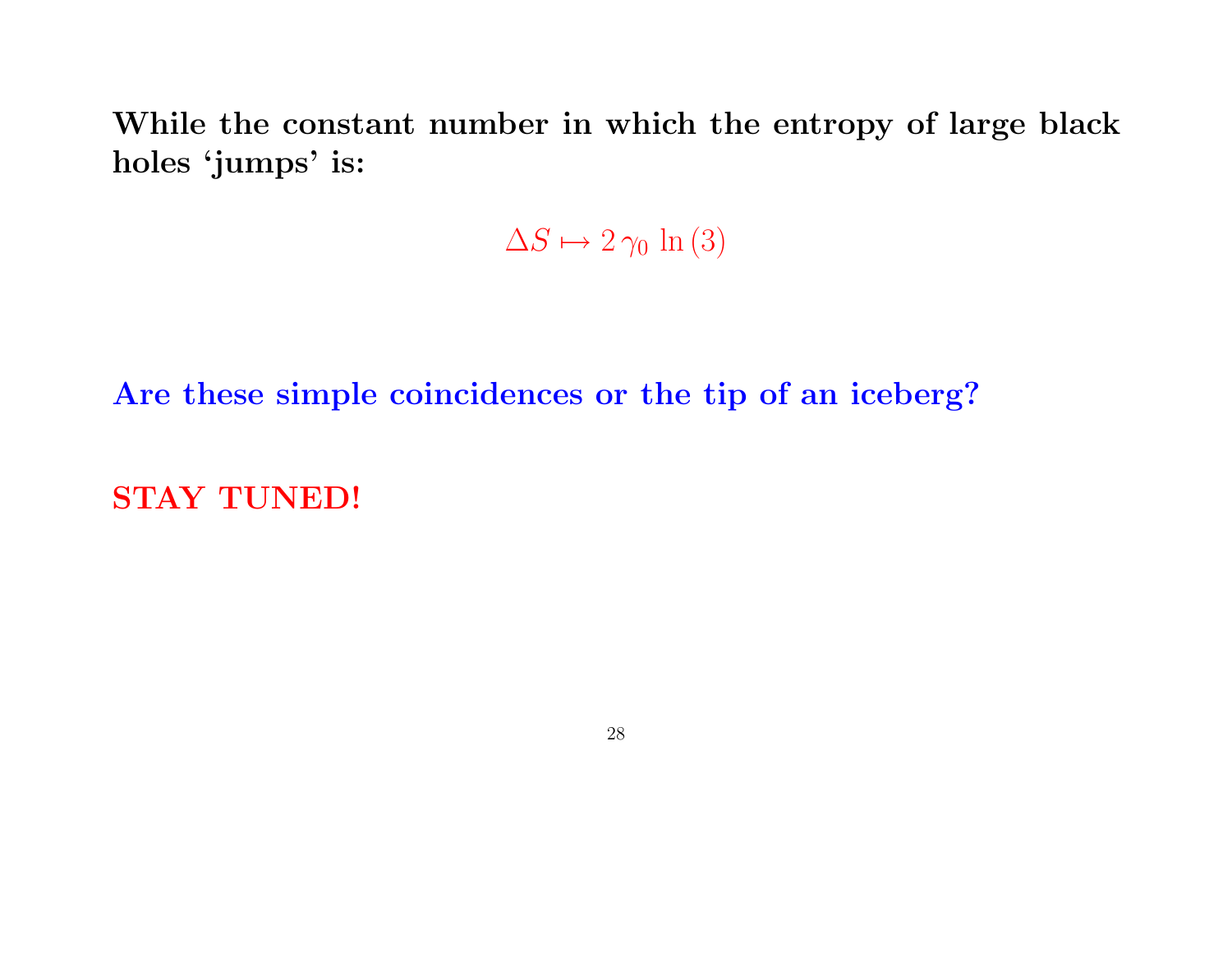**While the constant number in which the entropy of large black holes 'jumps' is:**

$$\Delta S \mapsto 2\,\gamma_0\,\ln(3)$$

**Are these simple coincidences or the tip of an iceberg?**

**STAY TUNED!**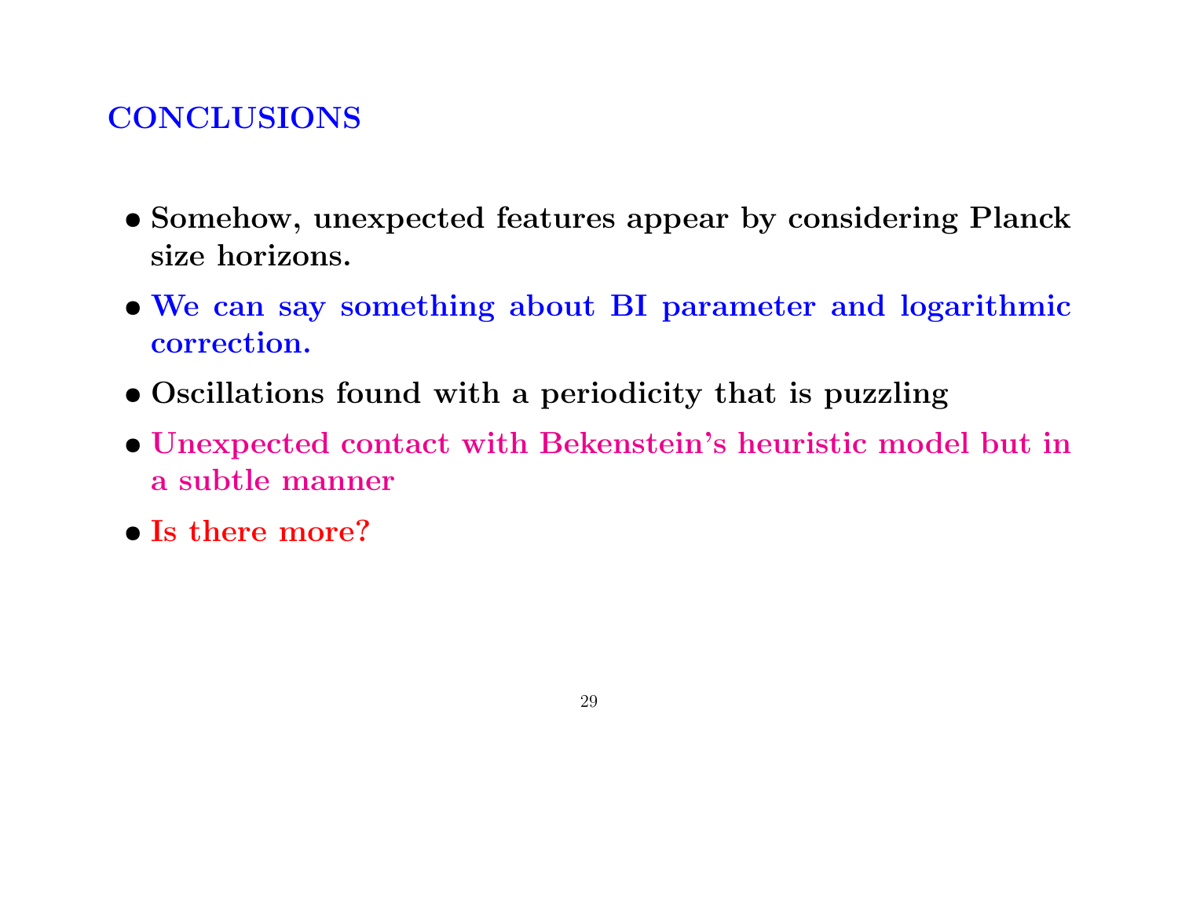## CONCLUSIONS

- **Somehow, unexpected features appear by considering Planck size horizons.**
- **We can say something about BI parameter and logarithmic correction.**
- **Oscillations found with a periodicity that is puzzling**
- **Unexpected contact with Bekenstein's heuristic model but in a subtle manner**
- **Is there more?**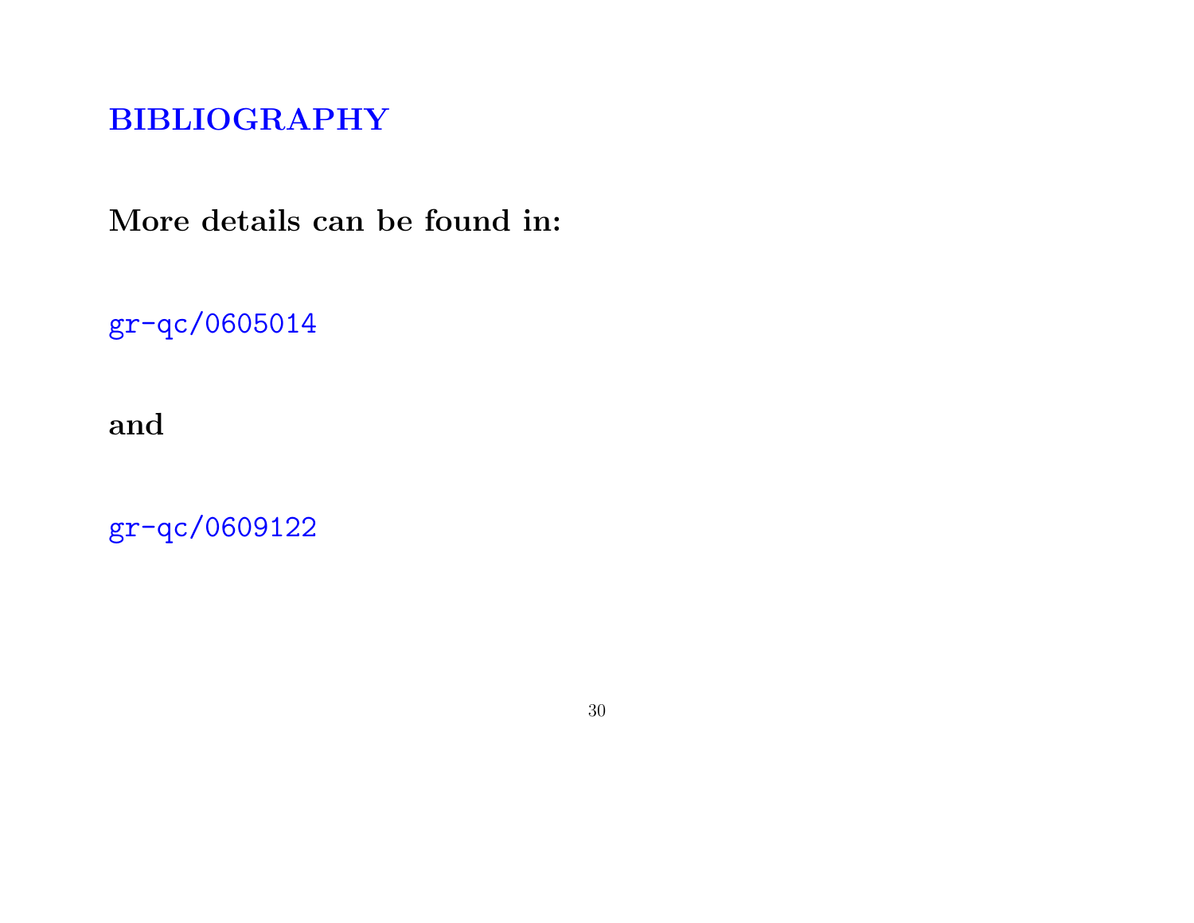# BIBLIOGRAPHY

**More details can be found in:**

gr-qc/0605014

**and**

gr-qc/0609122